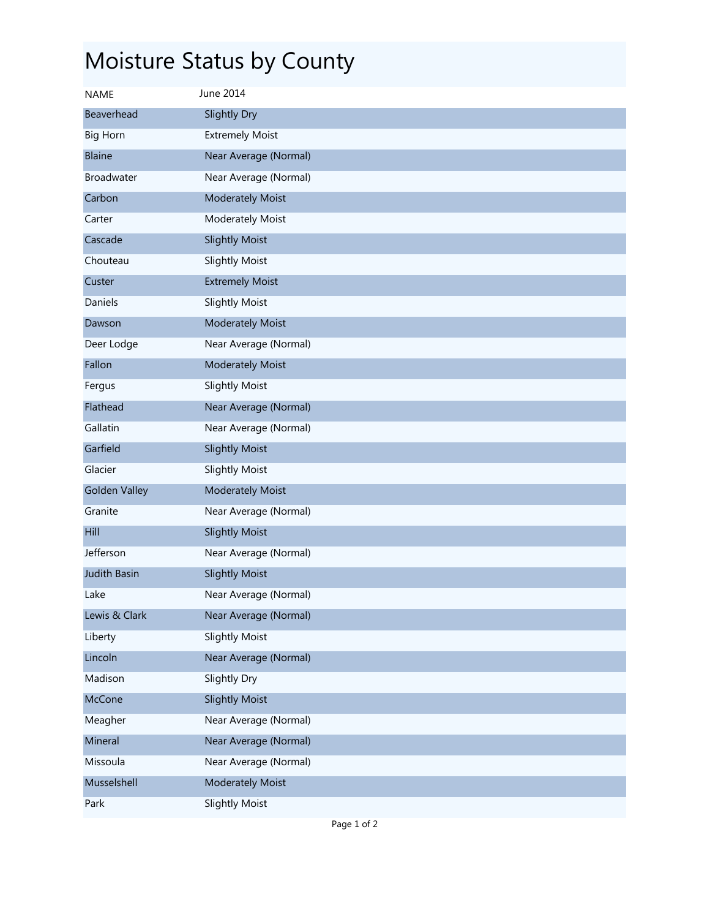# Moisture Status by County

| NAME | June 2014 |
| --- | --- |
| Beaverhead | Slightly Dry |
| Big Horn | Extremely Moist |
| Blaine | Near Average (Normal) |
| Broadwater | Near Average (Normal) |
| Carbon | Moderately Moist |
| Carter | Moderately Moist |
| Cascade | Slightly Moist |
| Chouteau | Slightly Moist |
| Custer | Extremely Moist |
| Daniels | Slightly Moist |
| Dawson | Moderately Moist |
| Deer Lodge | Near Average (Normal) |
| Fallon | Moderately Moist |
| Fergus | Slightly Moist |
| Flathead | Near Average (Normal) |
| Gallatin | Near Average (Normal) |
| Garfield | Slightly Moist |
| Glacier | Slightly Moist |
| Golden Valley | Moderately Moist |
| Granite | Near Average (Normal) |
| Hill | Slightly Moist |
| Jefferson | Near Average (Normal) |
| Judith Basin | Slightly Moist |
| Lake | Near Average (Normal) |
| Lewis & Clark | Near Average (Normal) |
| Liberty | Slightly Moist |
| Lincoln | Near Average (Normal) |
| Madison | Slightly Dry |
| McCone | Slightly Moist |
| Meagher | Near Average (Normal) |
| Mineral | Near Average (Normal) |
| Missoula | Near Average (Normal) |
| Musselshell | Moderately Moist |
| Park | Slightly Moist |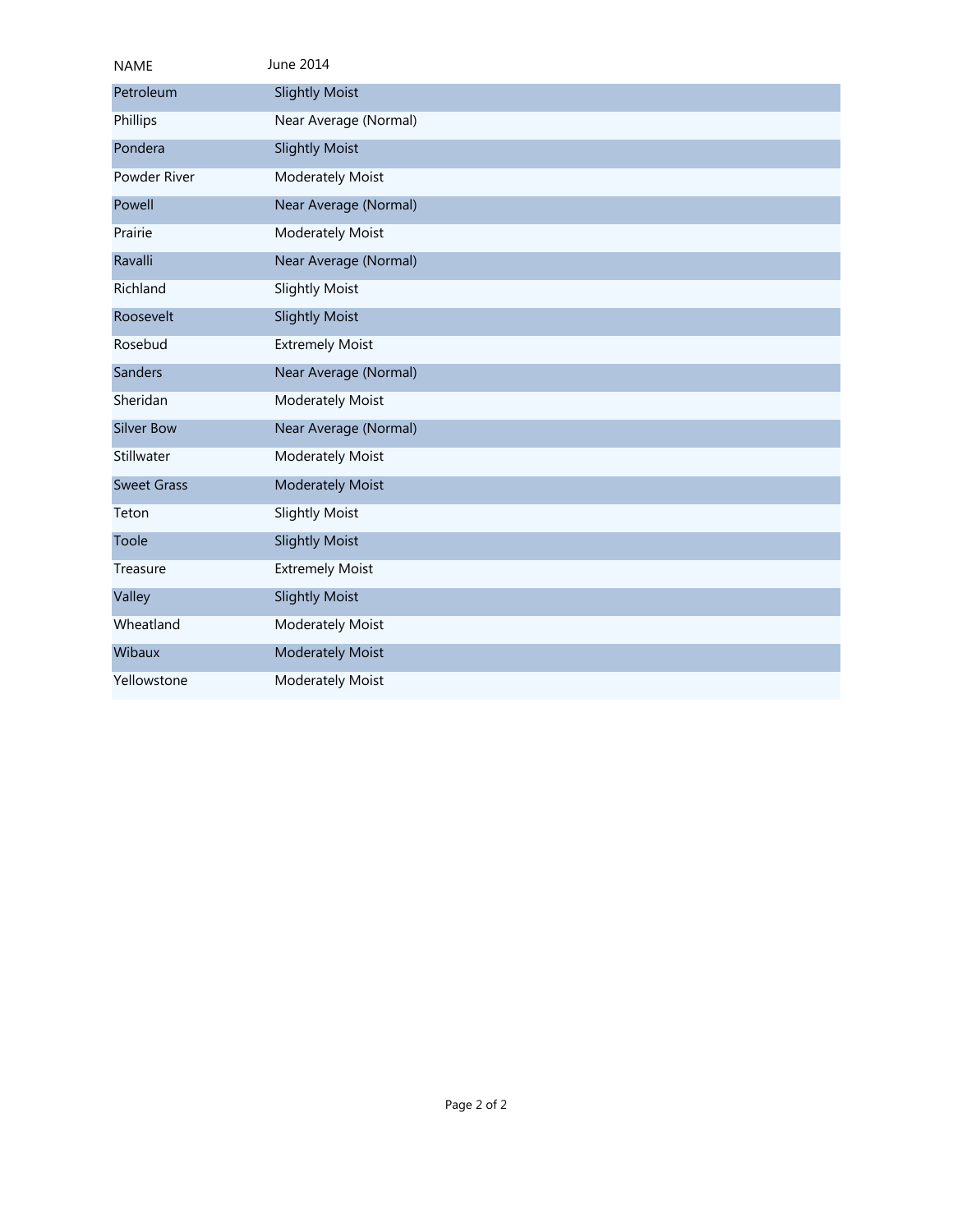| NAME | June 2014 |
| --- | --- |
| Petroleum | Slightly Moist |
| Phillips | Near Average (Normal) |
| Pondera | Slightly Moist |
| Powder River | Moderately Moist |
| Powell | Near Average (Normal) |
| Prairie | Moderately Moist |
| Ravalli | Near Average (Normal) |
| Richland | Slightly Moist |
| Roosevelt | Slightly Moist |
| Rosebud | Extremely Moist |
| Sanders | Near Average (Normal) |
| Sheridan | Moderately Moist |
| Silver Bow | Near Average (Normal) |
| Stillwater | Moderately Moist |
| Sweet Grass | Moderately Moist |
| Teton | Slightly Moist |
| Toole | Slightly Moist |
| Treasure | Extremely Moist |
| Valley | Slightly Moist |
| Wheatland | Moderately Moist |
| Wibaux | Moderately Moist |
| Yellowstone | Moderately Moist |